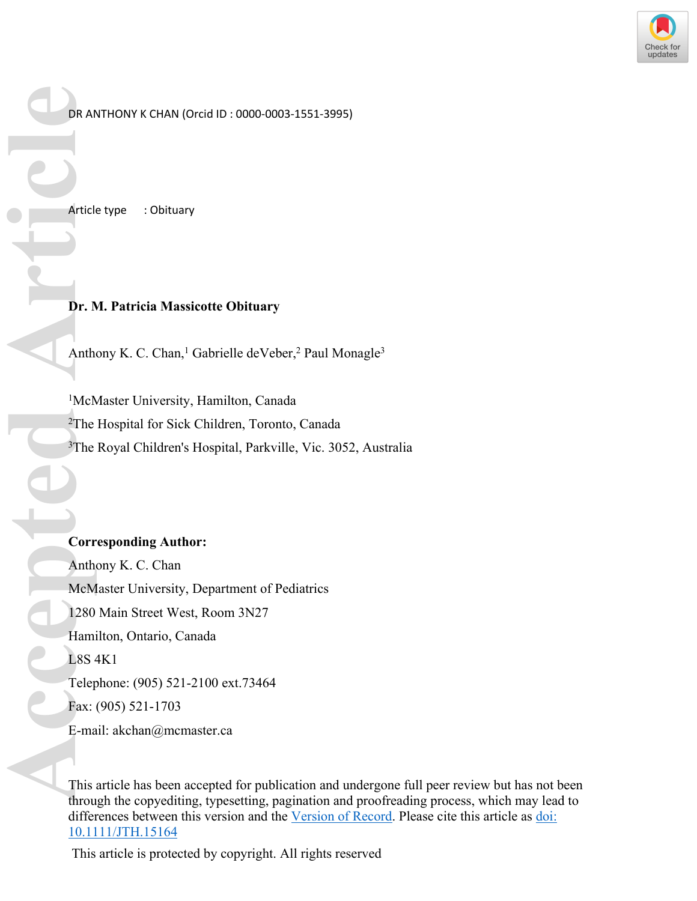DR ANTHONY K CHAN (Orcid ID : 0000-0003-1551-3995)

Article type : Obituary

# Dr. M. Patricia Massicotte Obituary

Anthony K. C. Chan,[1] Gabrielle deVeber,[2] Paul Monagle[3]

[1]McMaster University, Hamilton, Canada

[2]The Hospital for Sick Children, Toronto, Canada

[3]The Royal Children's Hospital, Parkville, Vic. 3052, Australia

**Corresponding Author:**

Anthony K. C. Chan

McMaster University, Department of Pediatrics

1280 Main Street West, Room 3N27

Hamilton, Ontario, Canada

L8S 4K1

Telephone: (905) 521-2100 ext.73464

Fax: (905) 521-1703

E-mail: akchan@mcmaster.ca

This article has been accepted for publication and undergone full peer review but has not been through the copyediting, typesetting, pagination and proofreading process, which may lead to differences between this version and the Version of Record. Please cite this article as doi: 10.1111/JTH.15164

This article is protected by copyright. All rights reserved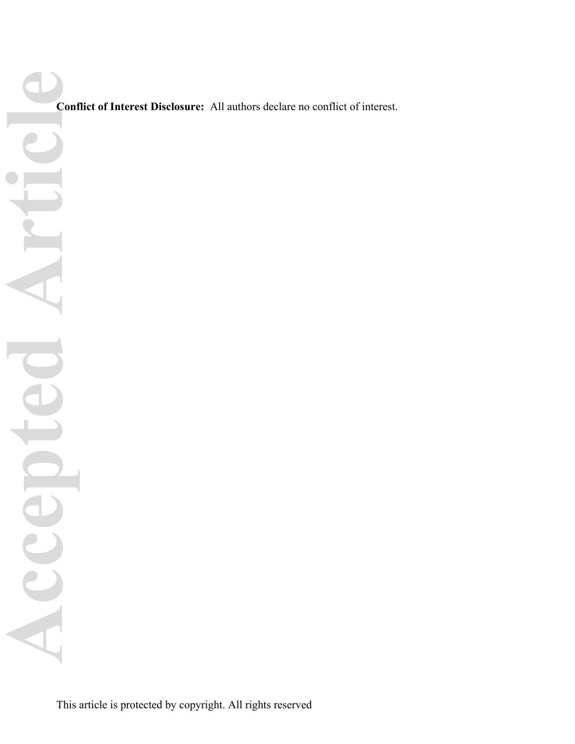**Conflict of Interest Disclosure:** All authors declare no conflict of interest.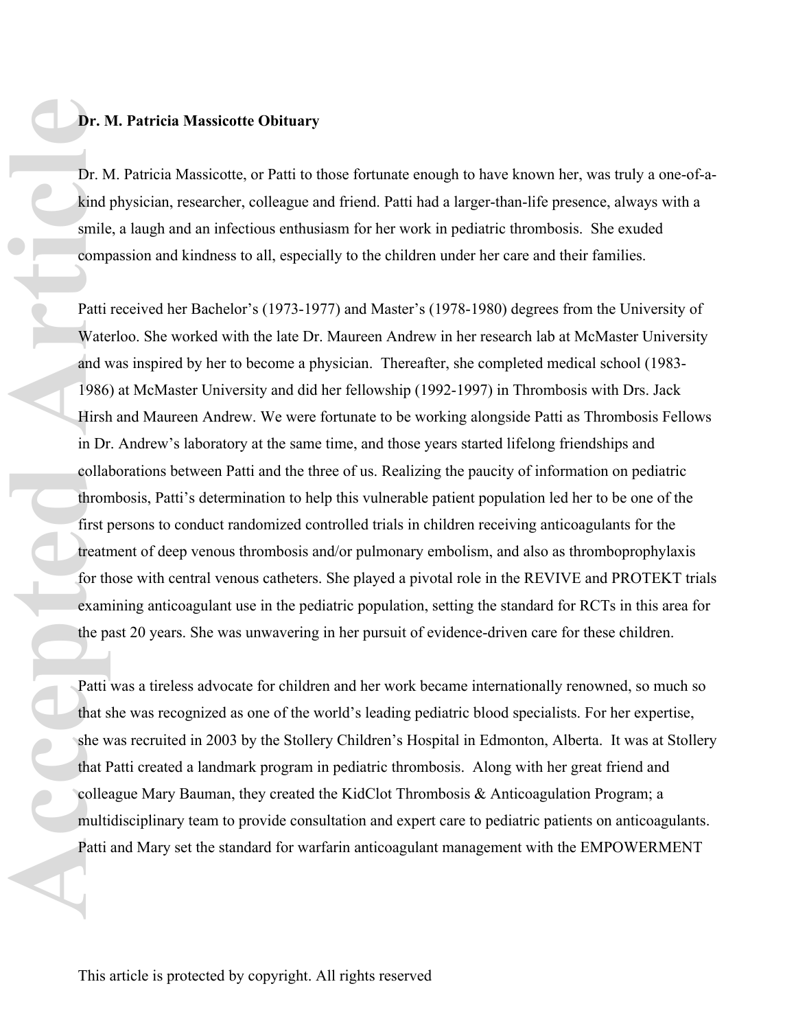**Dr. M. Patricia Massicotte Obituary**

Dr. M. Patricia Massicotte, or Patti to those fortunate enough to have known her, was truly a one-of-a-kind physician, researcher, colleague and friend. Patti had a larger-than-life presence, always with a smile, a laugh and an infectious enthusiasm for her work in pediatric thrombosis. She exuded compassion and kindness to all, especially to the children under her care and their families.

Patti received her Bachelor's (1973-1977) and Master's (1978-1980) degrees from the University of Waterloo. She worked with the late Dr. Maureen Andrew in her research lab at McMaster University and was inspired by her to become a physician. Thereafter, she completed medical school (1983-1986) at McMaster University and did her fellowship (1992-1997) in Thrombosis with Drs. Jack Hirsh and Maureen Andrew. We were fortunate to be working alongside Patti as Thrombosis Fellows in Dr. Andrew's laboratory at the same time, and those years started lifelong friendships and collaborations between Patti and the three of us. Realizing the paucity of information on pediatric thrombosis, Patti's determination to help this vulnerable patient population led her to be one of the first persons to conduct randomized controlled trials in children receiving anticoagulants for the treatment of deep venous thrombosis and/or pulmonary embolism, and also as thromboprophylaxis for those with central venous catheters. She played a pivotal role in the REVIVE and PROTEKT trials examining anticoagulant use in the pediatric population, setting the standard for RCTs in this area for the past 20 years. She was unwavering in her pursuit of evidence-driven care for these children.

Patti was a tireless advocate for children and her work became internationally renowned, so much so that she was recognized as one of the world's leading pediatric blood specialists. For her expertise, she was recruited in 2003 by the Stollery Children's Hospital in Edmonton, Alberta. It was at Stollery that Patti created a landmark program in pediatric thrombosis. Along with her great friend and colleague Mary Bauman, they created the KidClot Thrombosis & Anticoagulation Program; a multidisciplinary team to provide consultation and expert care to pediatric patients on anticoagulants. Patti and Mary set the standard for warfarin anticoagulant management with the EMPOWERMENT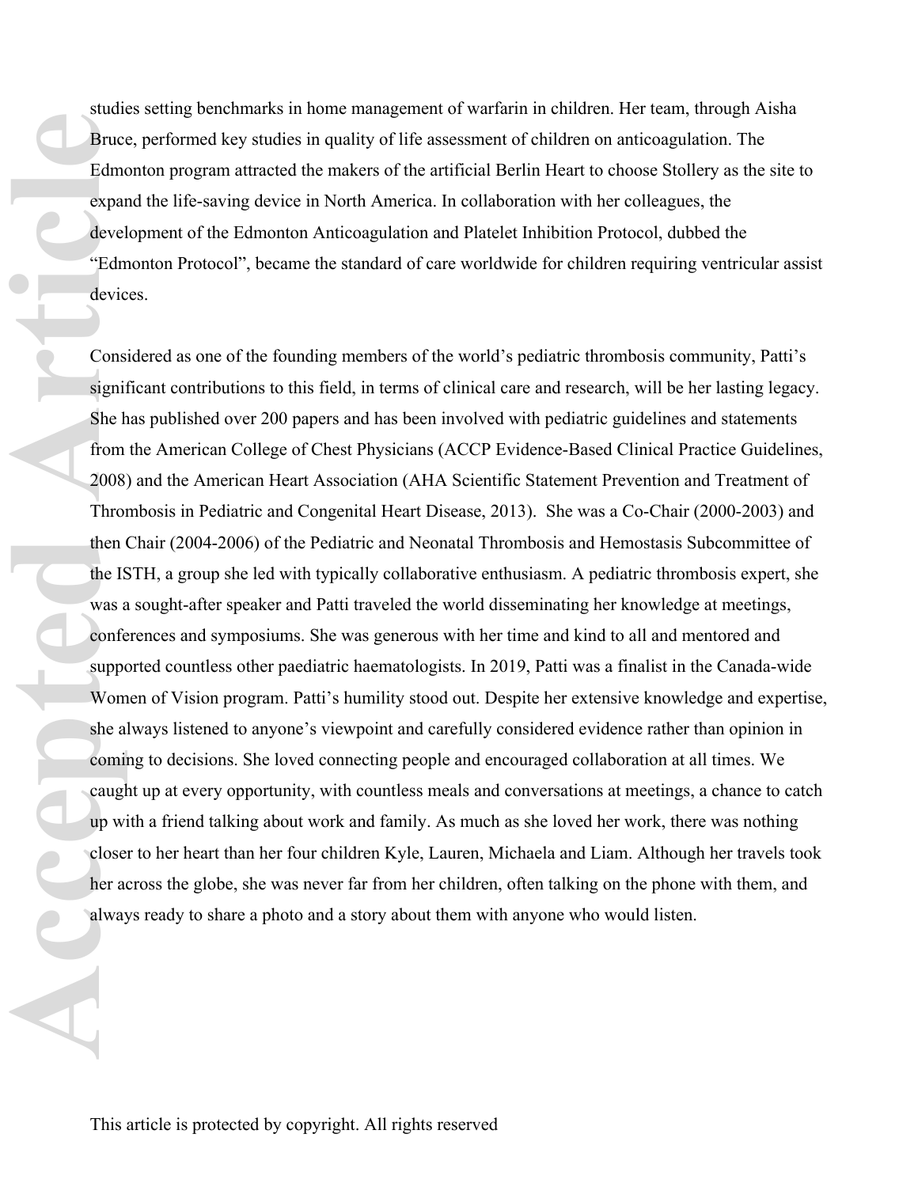studies setting benchmarks in home management of warfarin in children. Her team, through Aisha Bruce, performed key studies in quality of life assessment of children on anticoagulation. The Edmonton program attracted the makers of the artificial Berlin Heart to choose Stollery as the site to expand the life-saving device in North America. In collaboration with her colleagues, the development of the Edmonton Anticoagulation and Platelet Inhibition Protocol, dubbed the "Edmonton Protocol", became the standard of care worldwide for children requiring ventricular assist devices.

Considered as one of the founding members of the world's pediatric thrombosis community, Patti's significant contributions to this field, in terms of clinical care and research, will be her lasting legacy. She has published over 200 papers and has been involved with pediatric guidelines and statements from the American College of Chest Physicians (ACCP Evidence-Based Clinical Practice Guidelines, 2008) and the American Heart Association (AHA Scientific Statement Prevention and Treatment of Thrombosis in Pediatric and Congenital Heart Disease, 2013). She was a Co-Chair (2000-2003) and then Chair (2004-2006) of the Pediatric and Neonatal Thrombosis and Hemostasis Subcommittee of the ISTH, a group she led with typically collaborative enthusiasm. A pediatric thrombosis expert, she was a sought-after speaker and Patti traveled the world disseminating her knowledge at meetings, conferences and symposiums. She was generous with her time and kind to all and mentored and supported countless other paediatric haematologists. In 2019, Patti was a finalist in the Canada-wide Women of Vision program. Patti's humility stood out. Despite her extensive knowledge and expertise, she always listened to anyone's viewpoint and carefully considered evidence rather than opinion in coming to decisions. She loved connecting people and encouraged collaboration at all times. We caught up at every opportunity, with countless meals and conversations at meetings, a chance to catch up with a friend talking about work and family. As much as she loved her work, there was nothing closer to her heart than her four children Kyle, Lauren, Michaela and Liam. Although her travels took her across the globe, she was never far from her children, often talking on the phone with them, and always ready to share a photo and a story about them with anyone who would listen.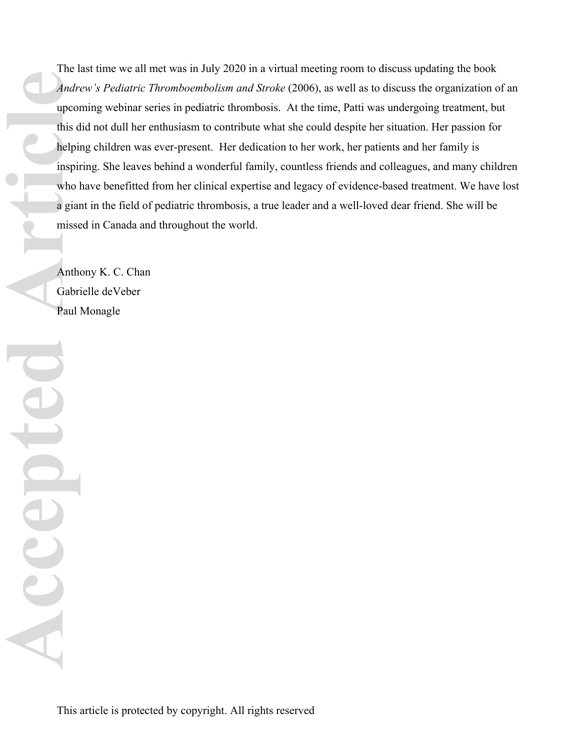The last time we all met was in July 2020 in a virtual meeting room to discuss updating the book *Andrew's Pediatric Thromboembolism and Stroke* (2006), as well as to discuss the organization of an upcoming webinar series in pediatric thrombosis. At the time, Patti was undergoing treatment, but this did not dull her enthusiasm to contribute what she could despite her situation. Her passion for helping children was ever-present. Her dedication to her work, her patients and her family is inspiring. She leaves behind a wonderful family, countless friends and colleagues, and many children who have benefitted from her clinical expertise and legacy of evidence-based treatment. We have lost a giant in the field of pediatric thrombosis, a true leader and a well-loved dear friend. She will be missed in Canada and throughout the world.

Anthony K. C. Chan
Gabrielle deVeber
Paul Monagle